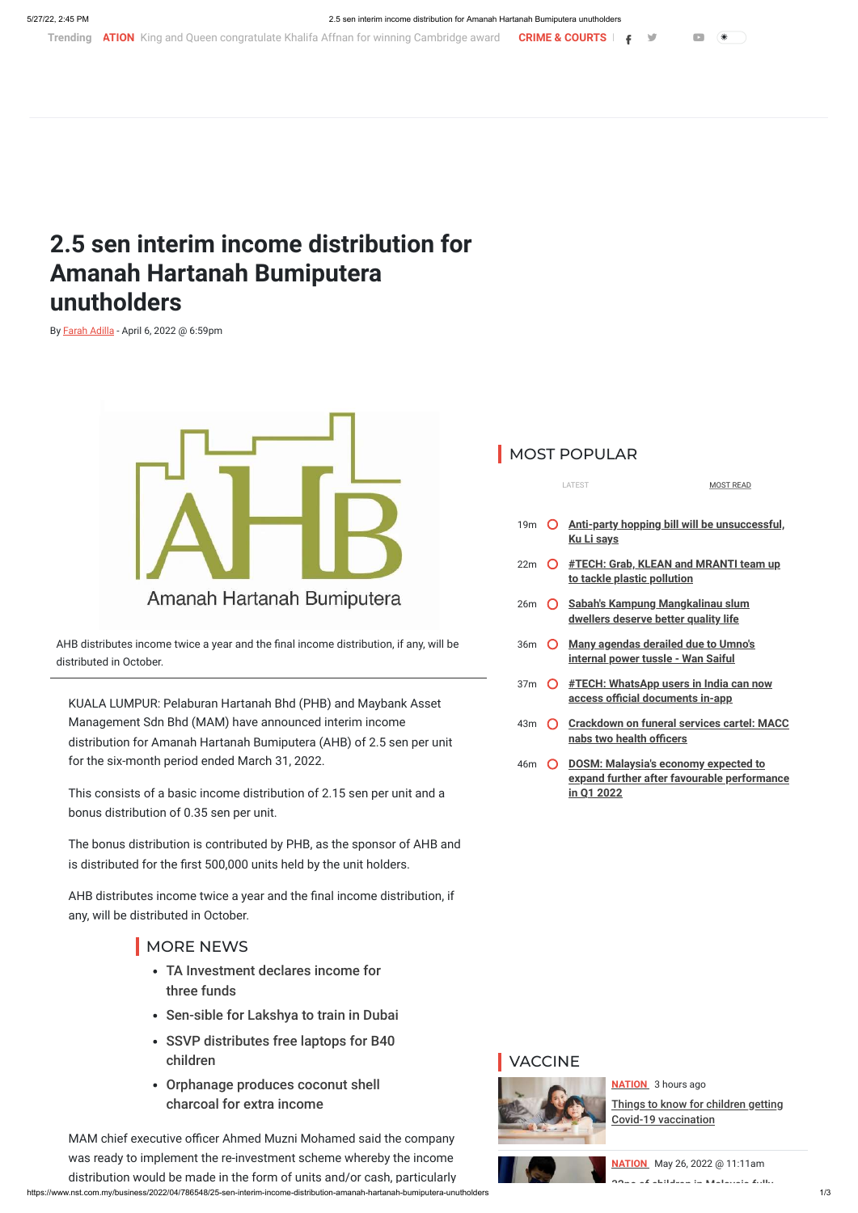# 2.5 sen interim income distribution for Amanah Hartanah Bumiputera unutholders

By Farah Adilla - April 6, 2022 @ 6:59pm

AHB distributes income twice a year and the final income distribution, if any, will be distributed in October.

KUALA LUMPUR: Pelaburan Hartanah Bhd (PHB) and Maybank Asset Management Sdn Bhd (MAM) have announced interim income distribution for Amanah Hartanah Bumiputera (AHB) of 2.5 sen per unit for the six-month period ended March 31, 2022.

This consists of a basic income distribution of 2.15 sen per unit and a bonus distribution of 0.35 sen per unit.

The bonus distribution is contributed by PHB, as the sponsor of AHB and is distributed for the first 500,000 units held by the unit holders.

AHB distributes income twice a year and the final income distribution, if any, will be distributed in October.

## MORE NEWS

- TA Investment declares income for three funds
- Sen-sible for Lakshya to train in Dubai
- SSVP distributes free laptops for B40 children
- Orphanage produces coconut shell charcoal for extra income

MAM chief executive officer Ahmed Muzni Mohamed said the company was ready to implement the re-investment scheme whereby the income distribution would be made in the form of units and/or cash, particularly

## MOST POPULAR

LATEST | MOST READ

- 19m Anti-party hopping bill will be unsuccessful, Ku Li says
- 22m #TECH: Grab, KLEAN and MRANTI team up to tackle plastic pollution
- 26m Sabah's Kampung Mangkalinau slum dwellers deserve better quality life
- 36m Many agendas derailed due to Umno's internal power tussle - Wan Saiful
- 37m #TECH: WhatsApp users in India can now access official documents in-app
- 43m Crackdown on funeral services cartel: MACC nabs two health officers
- 46m DOSM: Malaysia's economy expected to expand further after favourable performance in Q1 2022

## VACCINE

NATION 3 hours ago
Things to know for children getting Covid-19 vaccination

NATION May 26, 2022 @ 11:11am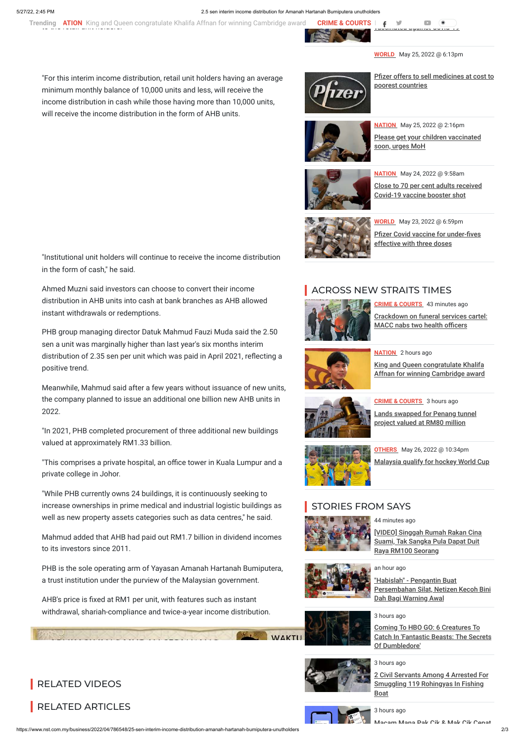"For this interim income distribution, retail unit holders having an average minimum monthly balance of 10,000 units and less, will receive the income distribution in cash while those having more than 10,000 units, will receive the income distribution in the form of AHB units.

"Institutional unit holders will continue to receive the income distribution in the form of cash," he said.

Ahmed Muzni said investors can choose to convert their income distribution in AHB units into cash at bank branches as AHB allowed instant withdrawals or redemptions.

PHB group managing director Datuk Mahmud Fauzi Muda said the 2.50 sen a unit was marginally higher than last year's six months interim distribution of 2.35 sen per unit which was paid in April 2021, reflecting a positive trend.

Meanwhile, Mahmud said after a few years without issuance of new units, the company planned to issue an additional one billion new AHB units in 2022.

"In 2021, PHB completed procurement of three additional new buildings valued at approximately RM1.33 billion.

"This comprises a private hospital, an office tower in Kuala Lumpur and a private college in Johor.

"While PHB currently owns 24 buildings, it is continuously seeking to increase ownerships in prime medical and industrial logistic buildings as well as new property assets categories such as data centres," he said.

Mahmud added that AHB had paid out RM1.7 billion in dividend incomes to its investors since 2011.

PHB is the sole operating arm of Yayasan Amanah Hartanah Bumiputera, a trust institution under the purview of the Malaysian government.

AHB's price is fixed at RM1 per unit, with features such as instant withdrawal, shariah-compliance and twice-a-year income distribution.

## RELATED VIDEOS

## RELATED ARTICLES

WORLD May 25, 2022 @ 6:13pm

Pfizer offers to sell medicines at cost to poorest countries

NATION May 25, 2022 @ 2:16pm

Please get your children vaccinated soon, urges MoH

NATION May 24, 2022 @ 9:58am

Close to 70 per cent adults received Covid-19 vaccine booster shot

WORLD May 23, 2022 @ 6:59pm

Pfizer Covid vaccine for under-fives effective with three doses

## ACROSS NEW STRAITS TIMES

CRIME & COURTS 43 minutes ago

Crackdown on funeral services cartel: MACC nabs two health officers

NATION 2 hours ago

King and Queen congratulate Khalifa Affnan for winning Cambridge award

CRIME & COURTS 3 hours ago

Lands swapped for Penang tunnel project valued at RM80 million

OTHERS May 26, 2022 @ 10:34pm

Malaysia qualify for hockey World Cup

## STORIES FROM SAYS

44 minutes ago

[VIDEO] Singgah Rumah Rakan Cina Suami, Tak Sangka Pula Dapat Duit Raya RM100 Seorang

an hour ago

"Habislah" - Pengantin Buat Persembahan Silat, Netizen Kecoh Bini Dah Bagi Warning Awal

3 hours ago

Coming To HBO GO: 6 Creatures To Catch In 'Fantastic Beasts: The Secrets Of Dumbledore'

3 hours ago

2 Civil Servants Among 4 Arrested For Smuggling 119 Rohingyas In Fishing Boat

3 hours ago

Macam Mana Pak Cik & Mak Cik Cepat